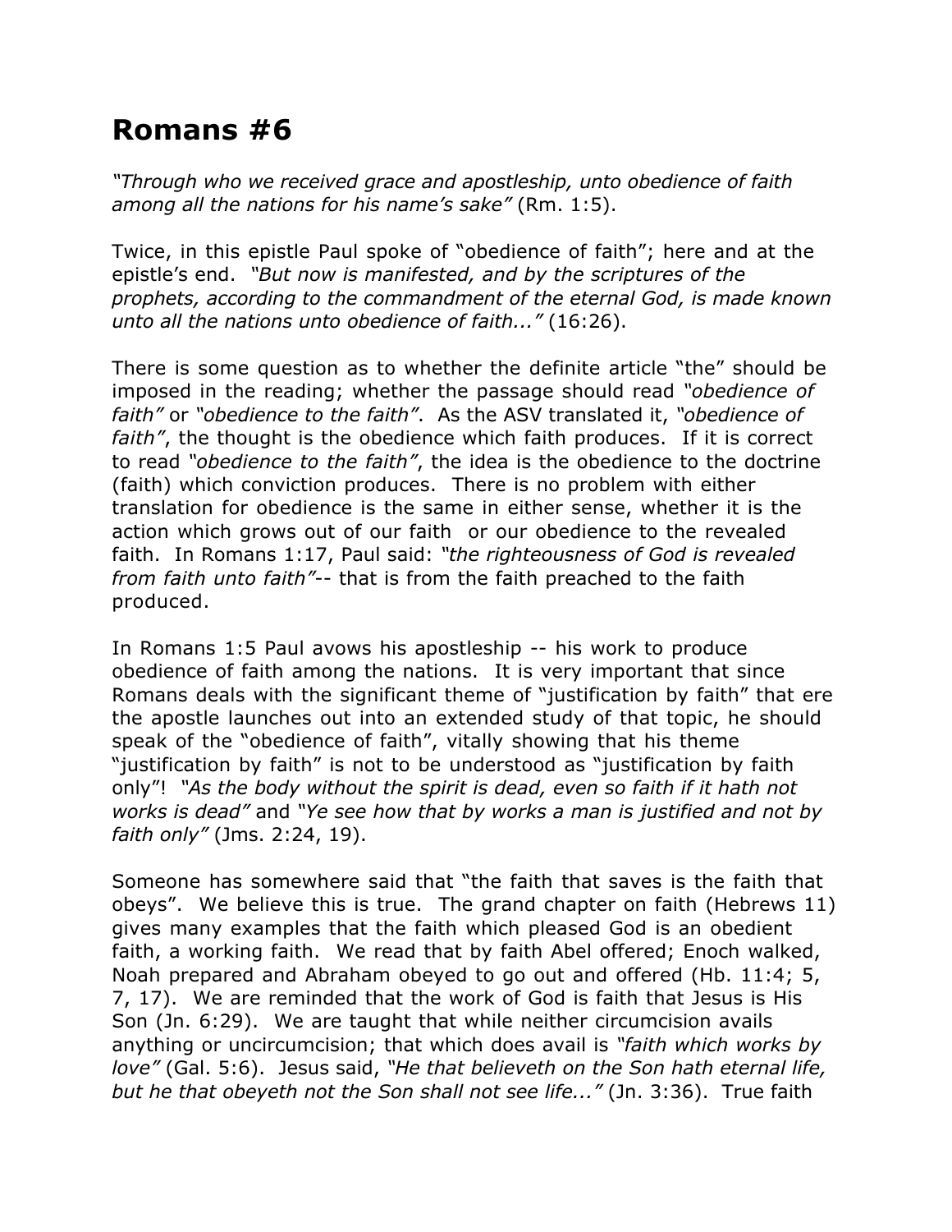# Romans #6

*"Through who we received grace and apostleship, unto obedience of faith among all the nations for his name's sake"* (Rm. 1:5).

Twice, in this epistle Paul spoke of "obedience of faith"; here and at the epistle's end. *"But now is manifested, and by the scriptures of the prophets, according to the commandment of the eternal God, is made known unto all the nations unto obedience of faith..."* (16:26).

There is some question as to whether the definite article "the" should be imposed in the reading; whether the passage should read *"obedience of faith"* or *"obedience to the faith"*. As the ASV translated it, *"obedience of faith"*, the thought is the obedience which faith produces. If it is correct to read *"obedience to the faith"*, the idea is the obedience to the doctrine (faith) which conviction produces. There is no problem with either translation for obedience is the same in either sense, whether it is the action which grows out of our faith or our obedience to the revealed faith. In Romans 1:17, Paul said: *"the righteousness of God is revealed from faith unto faith"*-- that is from the faith preached to the faith produced.

In Romans 1:5 Paul avows his apostleship -- his work to produce obedience of faith among the nations. It is very important that since Romans deals with the significant theme of "justification by faith" that ere the apostle launches out into an extended study of that topic, he should speak of the "obedience of faith", vitally showing that his theme "justification by faith" is not to be understood as "justification by faith only"! *"As the body without the spirit is dead, even so faith if it hath not works is dead"* and *"Ye see how that by works a man is justified and not by faith only"* (Jms. 2:24, 19).

Someone has somewhere said that "the faith that saves is the faith that obeys". We believe this is true. The grand chapter on faith (Hebrews 11) gives many examples that the faith which pleased God is an obedient faith, a working faith. We read that by faith Abel offered; Enoch walked, Noah prepared and Abraham obeyed to go out and offered (Hb. 11:4; 5, 7, 17). We are reminded that the work of God is faith that Jesus is His Son (Jn. 6:29). We are taught that while neither circumcision avails anything or uncircumcision; that which does avail is *"faith which works by love"* (Gal. 5:6). Jesus said, *"He that believeth on the Son hath eternal life, but he that obeyeth not the Son shall not see life..."* (Jn. 3:36). True faith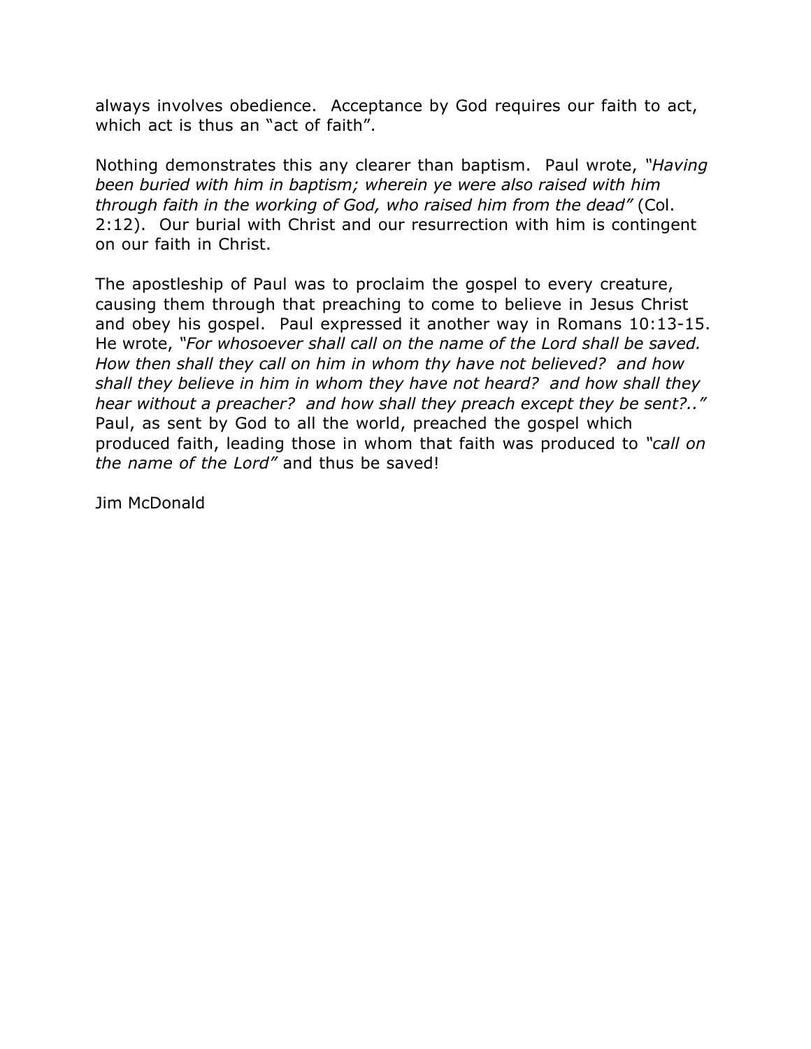always involves obedience. Acceptance by God requires our faith to act, which act is thus an "act of faith".

Nothing demonstrates this any clearer than baptism. Paul wrote, *"Having been buried with him in baptism; wherein ye were also raised with him through faith in the working of God, who raised him from the dead"* (Col. 2:12). Our burial with Christ and our resurrection with him is contingent on our faith in Christ.

The apostleship of Paul was to proclaim the gospel to every creature, causing them through that preaching to come to believe in Jesus Christ and obey his gospel. Paul expressed it another way in Romans 10:13-15. He wrote, *"For whosoever shall call on the name of the Lord shall be saved. How then shall they call on him in whom thy have not believed? and how shall they believe in him in whom they have not heard? and how shall they hear without a preacher? and how shall they preach except they be sent?.."* Paul, as sent by God to all the world, preached the gospel which produced faith, leading those in whom that faith was produced to *"call on the name of the Lord"* and thus be saved!

Jim McDonald